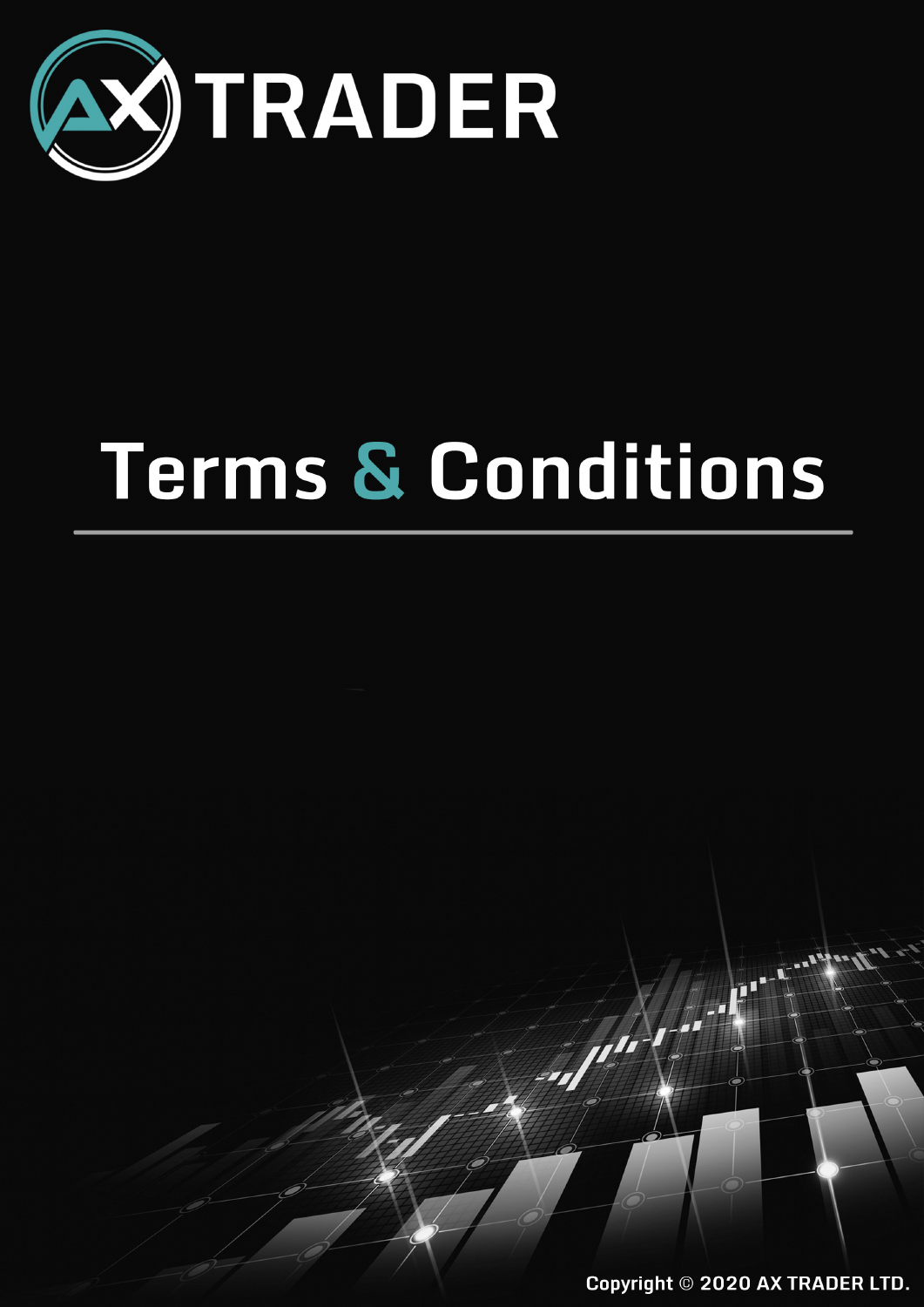# AX TRADER

# Terms & Conditions

Copyright © 2020 AX TRADER LTD.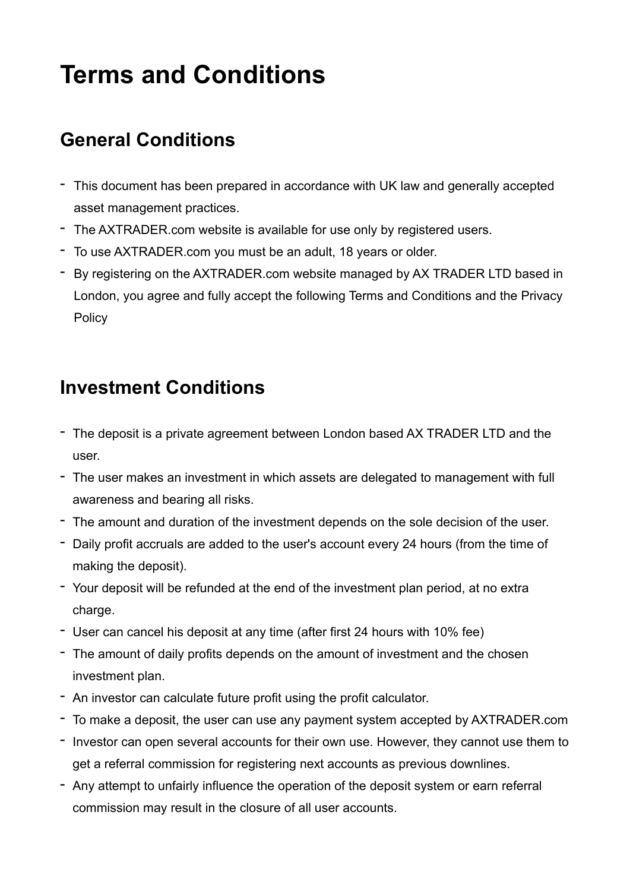# Terms and Conditions

## General Conditions

- This document has been prepared in accordance with UK law and generally accepted asset management practices.
- The AXTRADER.com website is available for use only by registered users.
- To use AXTRADER.com you must be an adult, 18 years or older.
- By registering on the AXTRADER.com website managed by AX TRADER LTD based in London, you agree and fully accept the following Terms and Conditions and the Privacy Policy

## Investment Conditions

- The deposit is a private agreement between London based AX TRADER LTD and the user.
- The user makes an investment in which assets are delegated to management with full awareness and bearing all risks.
- The amount and duration of the investment depends on the sole decision of the user.
- Daily profit accruals are added to the user's account every 24 hours (from the time of making the deposit).
- Your deposit will be refunded at the end of the investment plan period, at no extra charge.
- User can cancel his deposit at any time (after first 24 hours with 10% fee)
- The amount of daily profits depends on the amount of investment and the chosen investment plan.
- An investor can calculate future profit using the profit calculator.
- To make a deposit, the user can use any payment system accepted by AXTRADER.com
- Investor can open several accounts for their own use. However, they cannot use them to get a referral commission for registering next accounts as previous downlines.
- Any attempt to unfairly influence the operation of the deposit system or earn referral commission may result in the closure of all user accounts.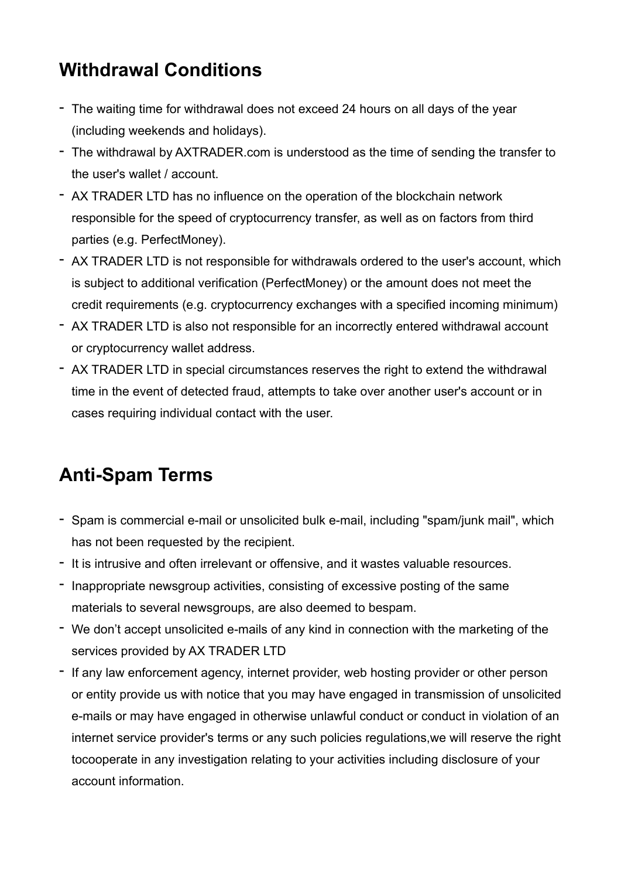## Withdrawal Conditions

- The waiting time for withdrawal does not exceed 24 hours on all days of the year (including weekends and holidays).
- The withdrawal by AXTRADER.com is understood as the time of sending the transfer to the user's wallet / account.
- AX TRADER LTD has no influence on the operation of the blockchain network responsible for the speed of cryptocurrency transfer, as well as on factors from third parties (e.g. PerfectMoney).
- AX TRADER LTD is not responsible for withdrawals ordered to the user's account, which is subject to additional verification (PerfectMoney) or the amount does not meet the credit requirements (e.g. cryptocurrency exchanges with a specified incoming minimum)
- AX TRADER LTD is also not responsible for an incorrectly entered withdrawal account or cryptocurrency wallet address.
- AX TRADER LTD in special circumstances reserves the right to extend the withdrawal time in the event of detected fraud, attempts to take over another user's account or in cases requiring individual contact with the user.

## Anti-Spam Terms

- Spam is commercial e-mail or unsolicited bulk e-mail, including "spam/junk mail", which has not been requested by the recipient.
- It is intrusive and often irrelevant or offensive, and it wastes valuable resources.
- Inappropriate newsgroup activities, consisting of excessive posting of the same materials to several newsgroups, are also deemed to bespam.
- We don't accept unsolicited e-mails of any kind in connection with the marketing of the services provided by AX TRADER LTD
- If any law enforcement agency, internet provider, web hosting provider or other person or entity provide us with notice that you may have engaged in transmission of unsolicited e-mails or may have engaged in otherwise unlawful conduct or conduct in violation of an internet service provider's terms or any such policies regulations,we will reserve the right tocooperate in any investigation relating to your activities including disclosure of your account information.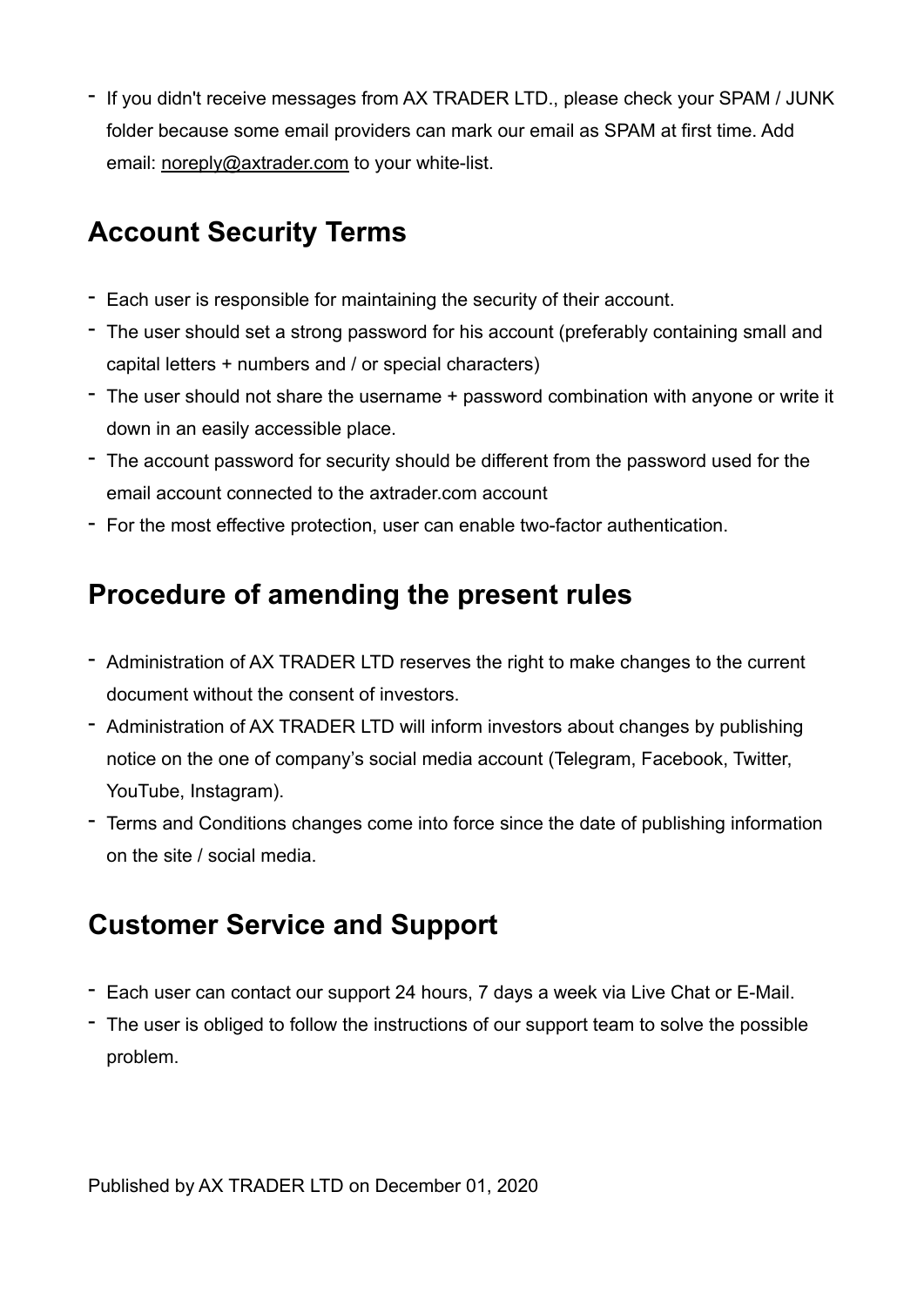- If you didn't receive messages from AX TRADER LTD., please check your SPAM / JUNK folder because some email providers can mark our email as SPAM at first time. Add email: noreply@axtrader.com to your white-list.

## Account Security Terms

- Each user is responsible for maintaining the security of their account.
- The user should set a strong password for his account (preferably containing small and capital letters + numbers and / or special characters)
- The user should not share the username + password combination with anyone or write it down in an easily accessible place.
- The account password for security should be different from the password used for the email account connected to the axtrader.com account
- For the most effective protection, user can enable two-factor authentication.

## Procedure of amending the present rules

- Administration of AX TRADER LTD reserves the right to make changes to the current document without the consent of investors.
- Administration of AX TRADER LTD will inform investors about changes by publishing notice on the one of company's social media account (Telegram, Facebook, Twitter, YouTube, Instagram).
- Terms and Conditions changes come into force since the date of publishing information on the site / social media.

## Customer Service and Support

- Each user can contact our support 24 hours, 7 days a week via Live Chat or E-Mail.
- The user is obliged to follow the instructions of our support team to solve the possible problem.

Published by AX TRADER LTD on December 01, 2020